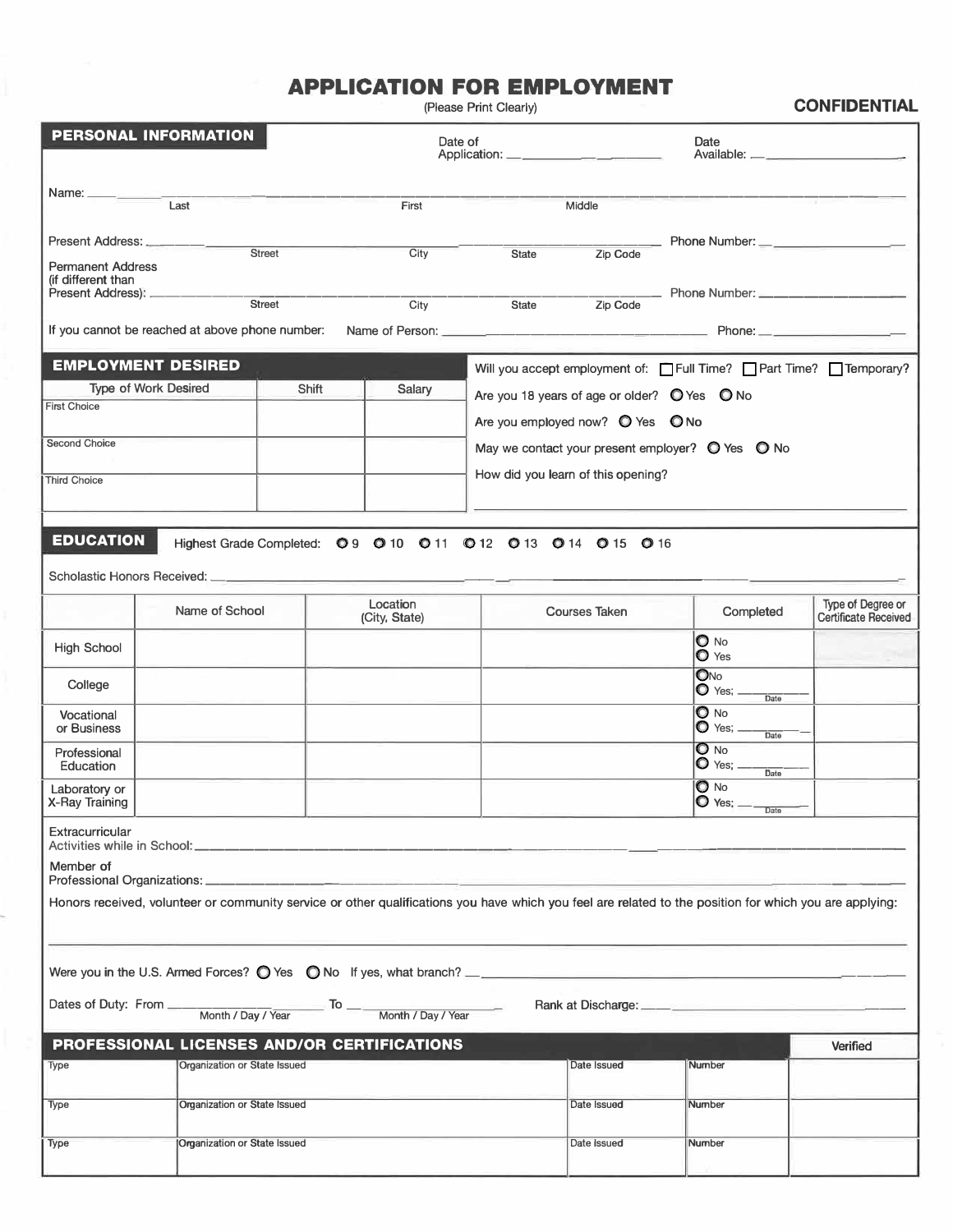# APPLICATION FOR EMPLOYMENT

(Please Print Clearly)

**CONFIDENTIAL**

## PERSONAL INFORMATION

Date of Application: ____________________ Date Available: ____________________

Name: ______________________________________________________________
Last First Middle

Present Address: ______________________________________________ Phone Number: ____________
Street City State Zip Code

Permanent Address (if different than Present Address): ______________________________ Phone Number: ____________
Street City State Zip Code

If you cannot be reached at above phone number: Name of Person: ____________________ Phone: ____________

## EMPLOYMENT DESIRED

| Type of Work Desired | Shift | Salary |
|---|---|---|
| First Choice | | |
| Second Choice | | |
| Third Choice | | |

Will you accept employment of: ☐ Full Time? ☐ Part Time? ☐ Temporary?

Are you 18 years of age or older? ○ Yes ○ No

Are you employed now? ○ Yes ○ No

May we contact your present employer? ○ Yes ○ No

How did you learn of this opening?

______________________________________________

## EDUCATION

Highest Grade Completed: ○ 9 ○ 10 ○ 11 ○ 12 ○ 13 ○ 14 ○ 15 ○ 16

Scholastic Honors Received: ______________________________________________

| | Name of School | Location (City, State) | Courses Taken | Completed | Type of Degree or Certificate Received |
|---|---|---|---|---|---|
| High School | | | | ○ No ○ Yes | |
| College | | | | ○ No ○ Yes; ______ Date | |
| Vocational or Business | | | | ○ No ○ Yes; ______ Date | |
| Professional Education | | | | ○ No ○ Yes; ______ Date | |
| Laboratory or X-Ray Training | | | | ○ No ○ Yes; ______ Date | |

Extracurricular Activities while in School: ______________________________________________

Member of Professional Organizations: ______________________________________________

Honors received, volunteer or community service or other qualifications you have which you feel are related to the position for which you are applying:

______________________________________________

Were you in the U.S. Armed Forces? ○ Yes ○ No If yes, what branch? ______________________________

Dates of Duty: From ____________ To ____________ Rank at Discharge: ____________
Month / Day / Year Month / Day / Year

## PROFESSIONAL LICENSES AND/OR CERTIFICATIONS

| Type | Organization or State Issued | Date Issued | Number | Verified |
|---|---|---|---|---|
| | | | | |
| | | | | |
| | | | | |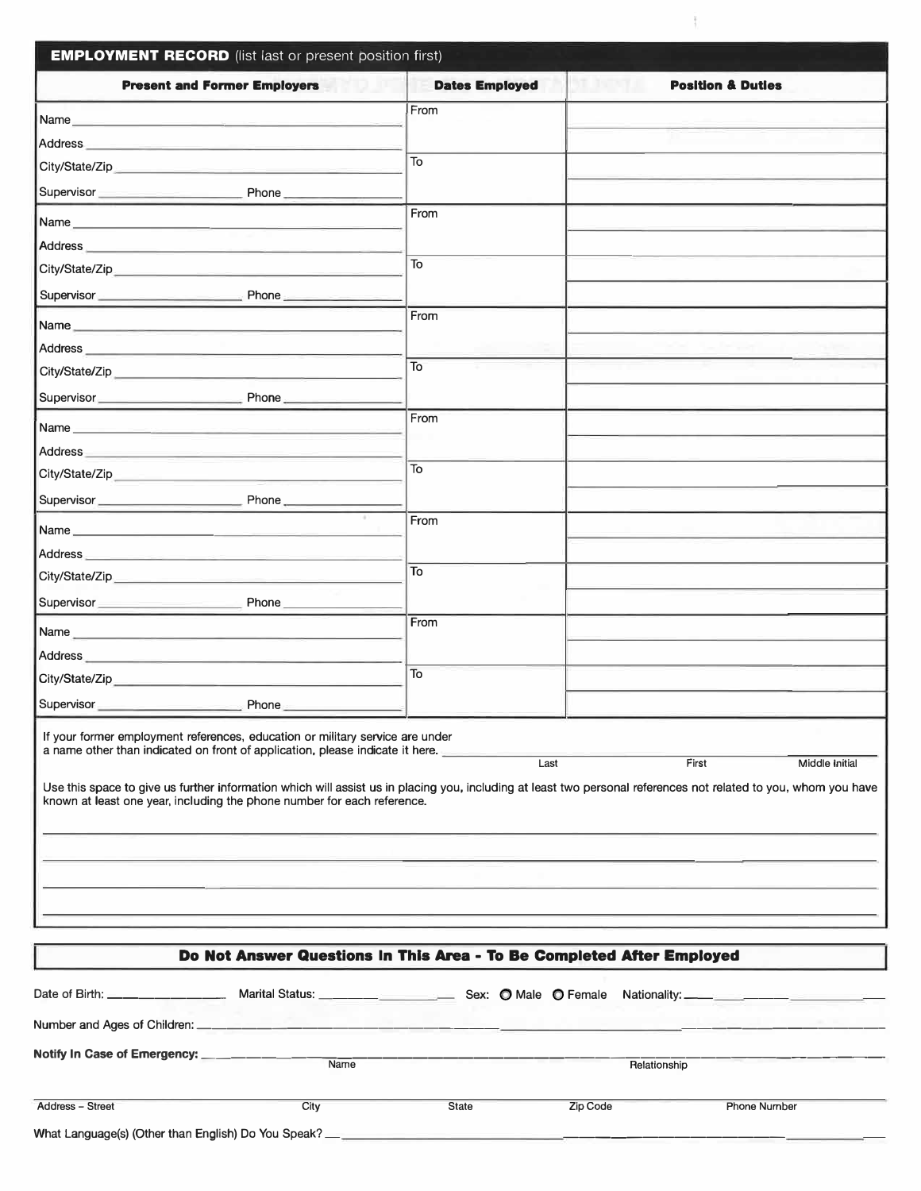## EMPLOYMENT RECORD (list last or present position first)

| Present and Former Employers | Dates Employed | Position & Duties |
|---|---|---|
| Name ____________________<br>Address ____________________<br>City/State/Zip ____________________<br>Supervisor __________ Phone __________ | From<br><br>To | |
| Name ____________________<br>Address ____________________<br>City/State/Zip ____________________<br>Supervisor __________ Phone __________ | From<br><br>To | |
| Name ____________________<br>Address ____________________<br>City/State/Zip ____________________<br>Supervisor __________ Phone __________ | From<br><br>To | |
| Name ____________________<br>Address ____________________<br>City/State/Zip ____________________<br>Supervisor __________ Phone __________ | From<br><br>To | |
| Name ____________________<br>Address ____________________<br>City/State/Zip ____________________<br>Supervisor __________ Phone __________ | From<br><br>To | |
| Name ____________________<br>Address ____________________<br>City/State/Zip ____________________<br>Supervisor __________ Phone __________ | From<br><br>To | |

If your former employment references, education or military service are under a name other than indicated on front of application, please indicate it here. ____________________

Last First Middle Initial

Use this space to give us further information which will assist us in placing you, including at least two personal references not related to you, whom you have known at least one year, including the phone number for each reference.

______________________________________________________________________

______________________________________________________________________

______________________________________________________________________

______________________________________________________________________

## Do Not Answer Questions In This Area - To Be Completed After Employed

Date of Birth: __________ Marital Status: __________ Sex: ○ Male ○ Female Nationality: __________

Number and Ages of Children: ____________________

**Notify In Case of Emergency:** ____________________

Name Relationship

______________________________________________________________________

Address – Street City State Zip Code Phone Number

What Language(s) (Other than English) Do You Speak? ____________________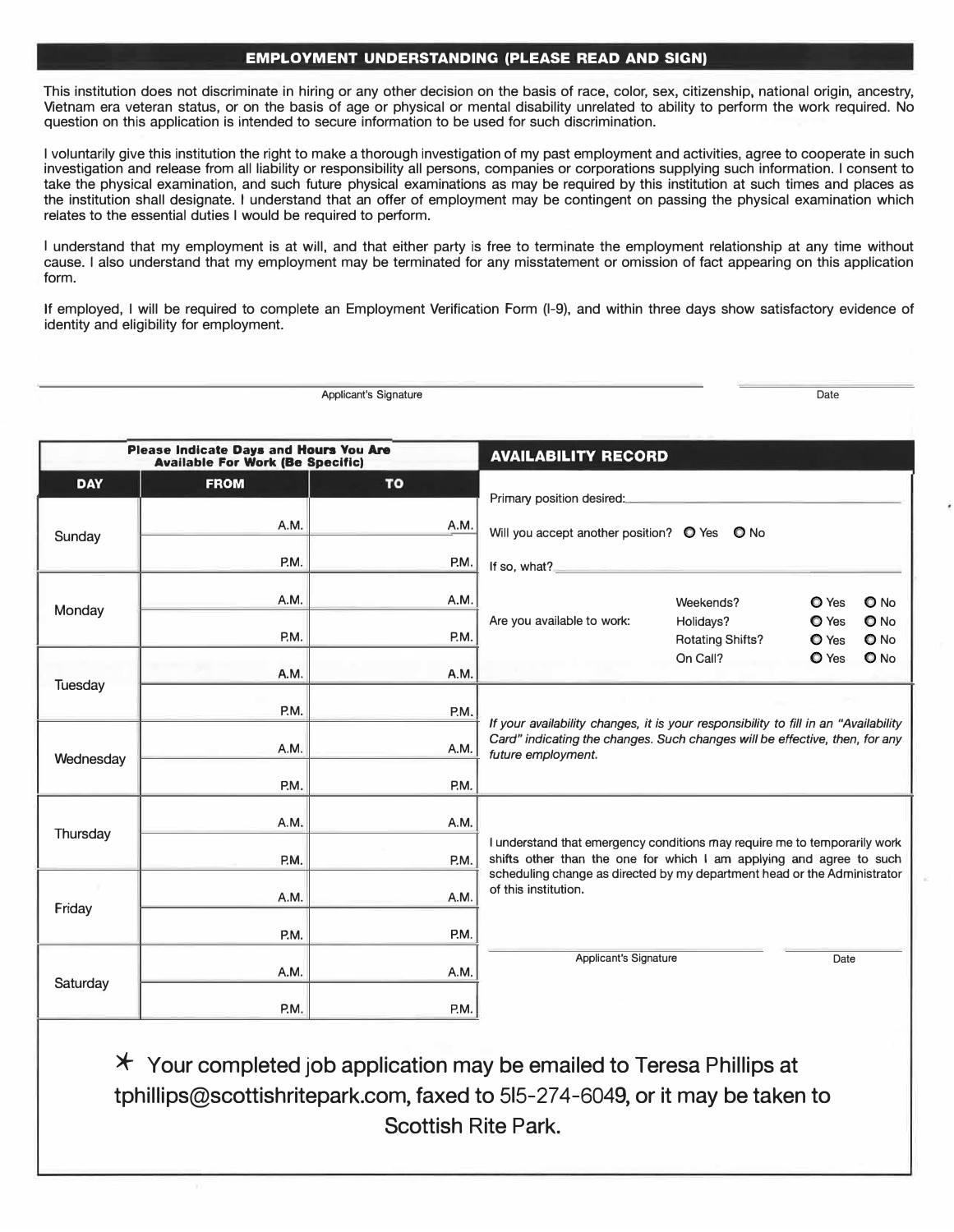## EMPLOYMENT UNDERSTANDING (PLEASE READ AND SIGN)

This institution does not discriminate in hiring or any other decision on the basis of race, color, sex, citizenship, national origin, ancestry, Vietnam era veteran status, or on the basis of age or physical or mental disability unrelated to ability to perform the work required. No question on this application is intended to secure information to be used for such discrimination.

I voluntarily give this institution the right to make a thorough investigation of my past employment and activities, agree to cooperate in such investigation and release from all liability or responsibility all persons, companies or corporations supplying such information. I consent to take the physical examination, and such future physical examinations as may be required by this institution at such times and places as the institution shall designate. I understand that an offer of employment may be contingent on passing the physical examination which relates to the essential duties I would be required to perform.

I understand that my employment is at will, and that either party is free to terminate the employment relationship at any time without cause. I also understand that my employment may be terminated for any misstatement or omission of fact appearing on this application form.

If employed, I will be required to complete an Employment Verification Form (I-9), and within three days show satisfactory evidence of identity and eligibility for employment.

Applicant's Signature ______________________ Date __________

**Please Indicate Days and Hours You Are Available For Work (Be Specific)**

| DAY | FROM | TO |
|---|---|---|
| Sunday | A.M. | A.M. |
| | P.M. | P.M. |
| Monday | A.M. | A.M. |
| | P.M. | P.M. |
| Tuesday | A.M. | A.M. |
| | P.M. | P.M. |
| Wednesday | A.M. | A.M. |
| | P.M. | P.M. |
| Thursday | A.M. | A.M. |
| | P.M. | P.M. |
| Friday | A.M. | A.M. |
| | P.M. | P.M. |
| Saturday | A.M. | A.M. |
| | P.M. | P.M. |

## AVAILABILITY RECORD

Primary position desired: ______________________

Will you accept another position? ○ Yes ○ No

If so, what? ______________________

Are you available to work:

| | | | |
|---|---|---|---|
| Weekends? | ○ Yes | ○ No |
| Holidays? | ○ Yes | ○ No |
| Rotating Shifts? | ○ Yes | ○ No |
| On Call? | ○ Yes | ○ No |

*If your availability changes, it is your responsibility to fill in an "Availability Card" indicating the changes. Such changes will be effective, then, for any future employment.*

I understand that emergency conditions may require me to temporarily work shifts other than the one for which I am applying and agree to such scheduling change as directed by my department head or the Administrator of this institution.

Applicant's Signature ______________________ Date __________

★ Your completed job application may be emailed to Teresa Phillips at tphillips@scottishritepark.com, faxed to 515-274-6049, or it may be taken to Scottish Rite Park.